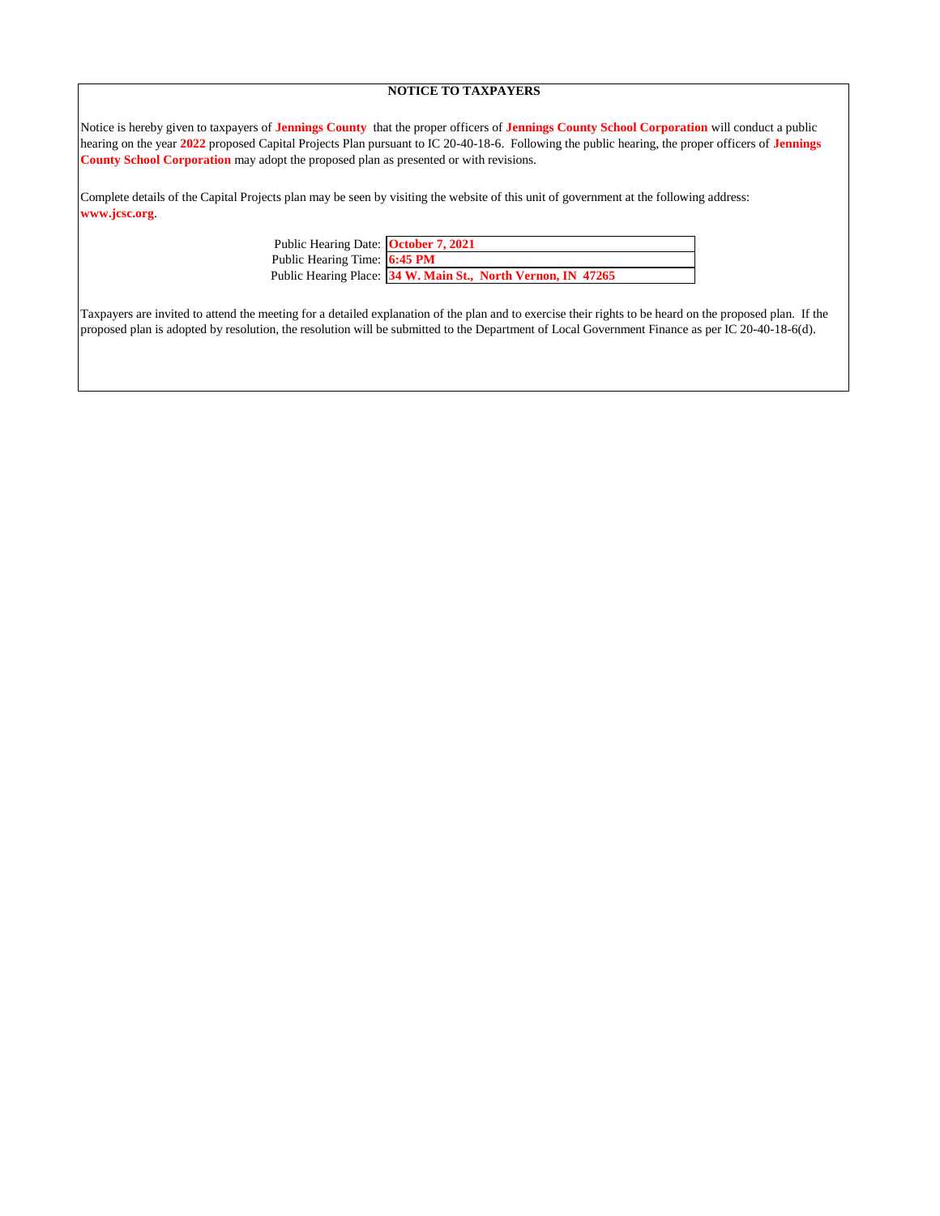# NOTICE TO TAXPAYERS

Notice is hereby given to taxpayers of **Jennings County** that the proper officers of **Jennings County School Corporation** will conduct a public hearing on the year **2022** proposed Capital Projects Plan pursuant to IC 20-40-18-6. Following the public hearing, the proper officers of **Jennings County School Corporation** may adopt the proposed plan as presented or with revisions.

Complete details of the Capital Projects plan may be seen by visiting the website of this unit of government at the following address: **www.jcsc.org**.

| | |
|---|---|
| Public Hearing Date: | **October 7, 2021** |
| Public Hearing Time: | **6:45 PM** |
| Public Hearing Place: | **34 W. Main St., North Vernon, IN 47265** |

Taxpayers are invited to attend the meeting for a detailed explanation of the plan and to exercise their rights to be heard on the proposed plan. If the proposed plan is adopted by resolution, the resolution will be submitted to the Department of Local Government Finance as per IC 20-40-18-6(d).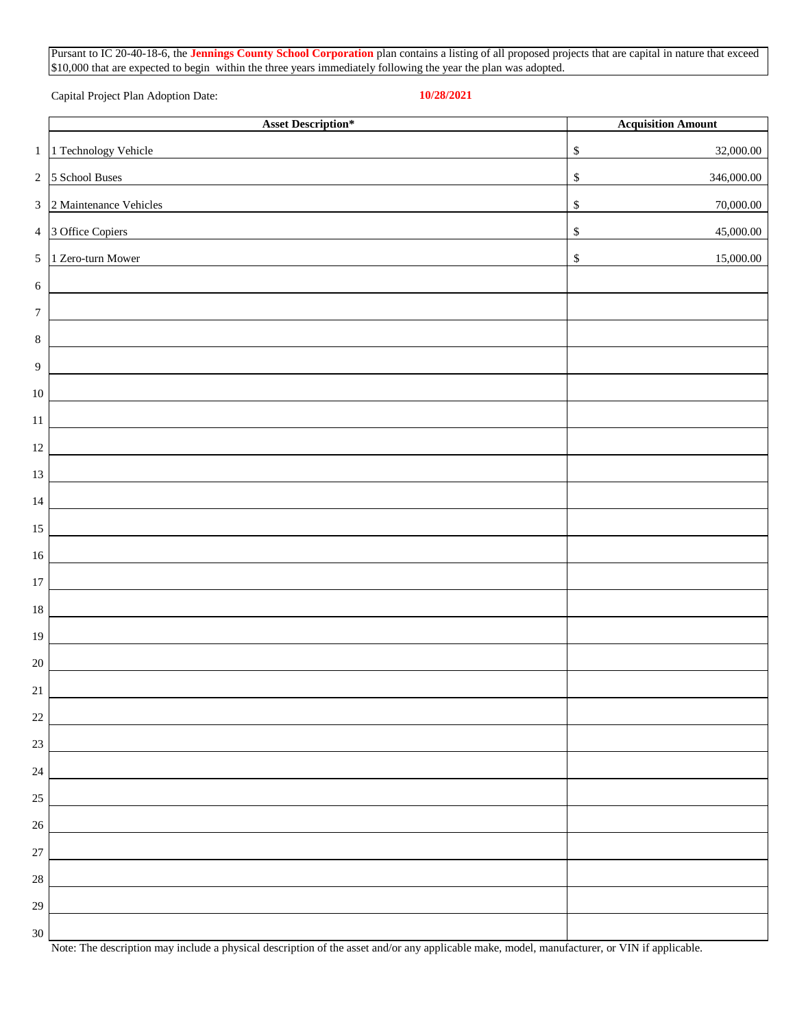Pursuant to IC 20-40-18-6, the **Jennings County School Corporation** plan contains a listing of all proposed projects that are capital in nature that exceed $10,000 that are expected to begin within the three years immediately following the year the plan was adopted.

Capital Project Plan Adoption Date: **10/28/2021**

| | Asset Description* | Acquisition Amount |
|---|---|---|
| 1 | 1 Technology Vehicle | $ 32,000.00 |
| 2 | 5 School Buses | $ 346,000.00 |
| 3 | 2 Maintenance Vehicles | $ 70,000.00 |
| 4 | 3 Office Copiers | $ 45,000.00 |
| 5 | 1 Zero-turn Mower | $ 15,000.00 |
| 6 | | |
| 7 | | |
| 8 | | |
| 9 | | |
| 10 | | |
| 11 | | |
| 12 | | |
| 13 | | |
| 14 | | |
| 15 | | |
| 16 | | |
| 17 | | |
| 18 | | |
| 19 | | |
| 20 | | |
| 21 | | |
| 22 | | |
| 23 | | |
| 24 | | |
| 25 | | |
| 26 | | |
| 27 | | |
| 28 | | |
| 29 | | |
| 30 | | |

Note: The description may include a physical description of the asset and/or any applicable make, model, manufacturer, or VIN if applicable.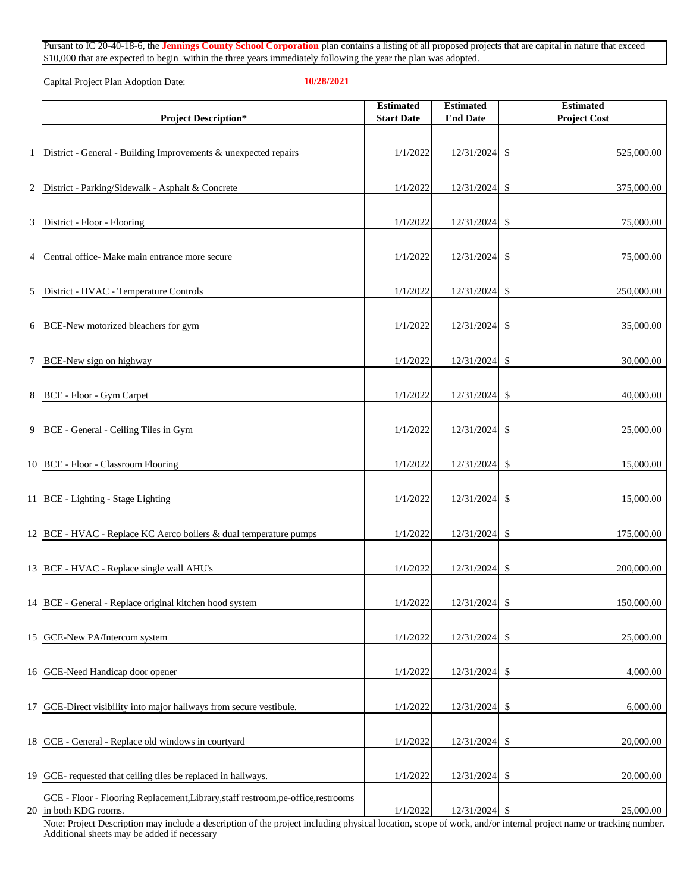Pursuant to IC 20-40-18-6, the **Jennings County School Corporation** plan contains a listing of all proposed projects that are capital in nature that exceed $10,000 that are expected to begin within the three years immediately following the year the plan was adopted.

Capital Project Plan Adoption Date: **10/28/2021**

| | Project Description* | Estimated Start Date | Estimated End Date | Estimated Project Cost |
|---|---|---|---|---|
| 1 | District - General - Building Improvements & unexpected repairs | 1/1/2022 | 12/31/2024 | $ 525,000.00 |
| 2 | District - Parking/Sidewalk - Asphalt & Concrete | 1/1/2022 | 12/31/2024 | $ 375,000.00 |
| 3 | District - Floor - Flooring | 1/1/2022 | 12/31/2024 | $ 75,000.00 |
| 4 | Central office- Make main entrance more secure | 1/1/2022 | 12/31/2024 | $ 75,000.00 |
| 5 | District - HVAC - Temperature Controls | 1/1/2022 | 12/31/2024 | $ 250,000.00 |
| 6 | BCE-New motorized bleachers for gym | 1/1/2022 | 12/31/2024 | $ 35,000.00 |
| 7 | BCE-New sign on highway | 1/1/2022 | 12/31/2024 | $ 30,000.00 |
| 8 | BCE - Floor - Gym Carpet | 1/1/2022 | 12/31/2024 | $ 40,000.00 |
| 9 | BCE - General - Ceiling Tiles in Gym | 1/1/2022 | 12/31/2024 | $ 25,000.00 |
| 10 | BCE - Floor - Classroom Flooring | 1/1/2022 | 12/31/2024 | $ 15,000.00 |
| 11 | BCE - Lighting - Stage Lighting | 1/1/2022 | 12/31/2024 | $ 15,000.00 |
| 12 | BCE - HVAC - Replace KC Aerco boilers & dual temperature pumps | 1/1/2022 | 12/31/2024 | $ 175,000.00 |
| 13 | BCE - HVAC - Replace single wall AHU's | 1/1/2022 | 12/31/2024 | $ 200,000.00 |
| 14 | BCE - General - Replace original kitchen hood system | 1/1/2022 | 12/31/2024 | $ 150,000.00 |
| 15 | GCE-New PA/Intercom system | 1/1/2022 | 12/31/2024 | $ 25,000.00 |
| 16 | GCE-Need Handicap door opener | 1/1/2022 | 12/31/2024 | $ 4,000.00 |
| 17 | GCE-Direct visibility into major hallways from secure vestibule. | 1/1/2022 | 12/31/2024 | $ 6,000.00 |
| 18 | GCE - General - Replace old windows in courtyard | 1/1/2022 | 12/31/2024 | $ 20,000.00 |
| 19 | GCE- requested that ceiling tiles be replaced in hallways. | 1/1/2022 | 12/31/2024 | $ 20,000.00 |
| 20 | GCE - Floor - Flooring Replacement,Library,staff restroom,pe-office,restrooms in both KDG rooms. | 1/1/2022 | 12/31/2024 | $ 25,000.00 |

Note: Project Description may include a description of the project including physical location, scope of work, and/or internal project name or tracking number. Additional sheets may be added if necessary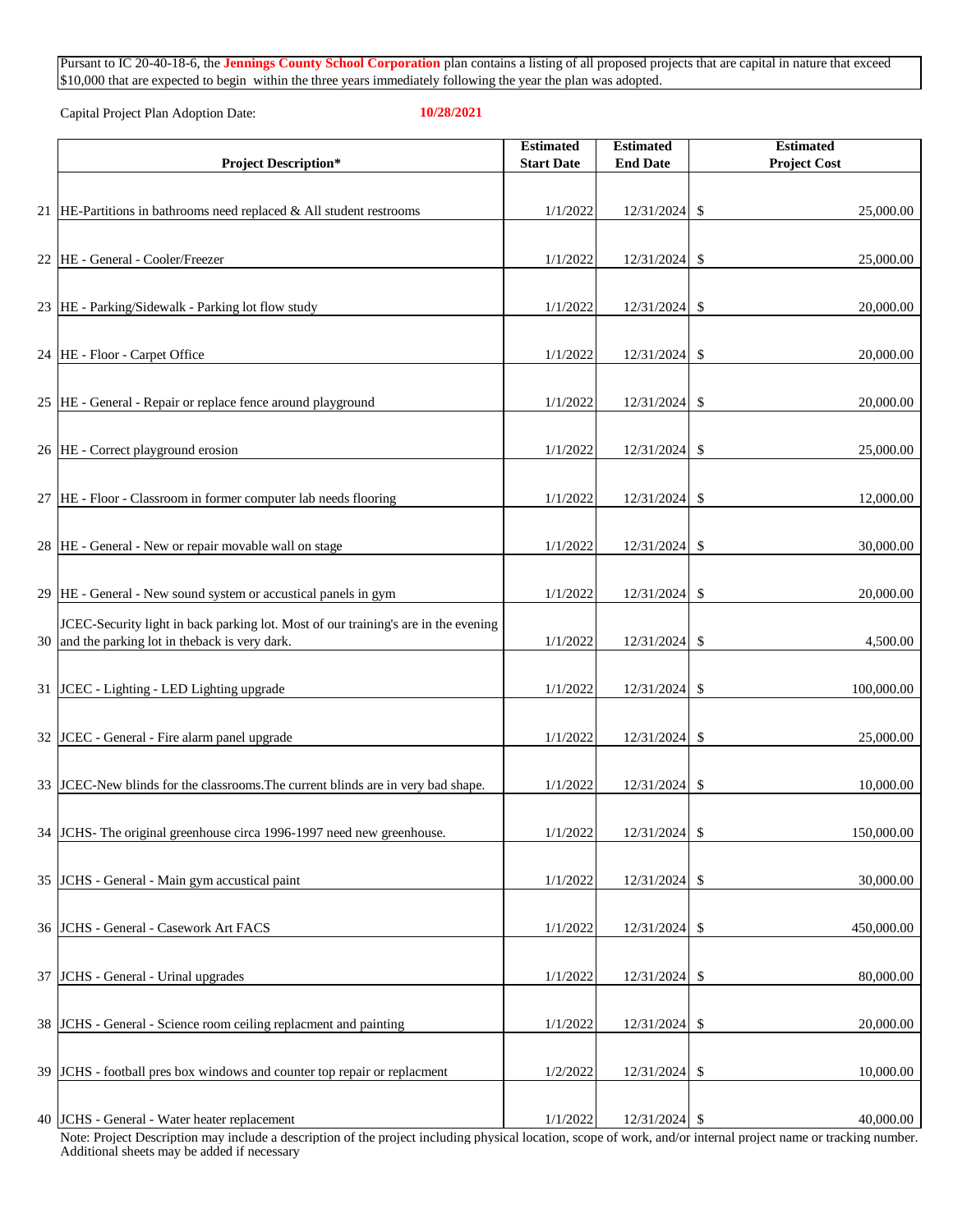Pursuant to IC 20-40-18-6, the **Jennings County School Corporation** plan contains a listing of all proposed projects that are capital in nature that exceed $10,000 that are expected to begin within the three years immediately following the year the plan was adopted.

Capital Project Plan Adoption Date: **10/28/2021**

| | Project Description* | Estimated Start Date | Estimated End Date | Estimated Project Cost |
|---|---|---|---|---|
| 21 | HE-Partitions in bathrooms need replaced & All student restrooms | 1/1/2022 | 12/31/2024 | $ 25,000.00 |
| 22 | HE - General - Cooler/Freezer | 1/1/2022 | 12/31/2024 | $ 25,000.00 |
| 23 | HE - Parking/Sidewalk - Parking lot flow study | 1/1/2022 | 12/31/2024 | $ 20,000.00 |
| 24 | HE - Floor - Carpet Office | 1/1/2022 | 12/31/2024 | $ 20,000.00 |
| 25 | HE - General - Repair or replace fence around playground | 1/1/2022 | 12/31/2024 | $ 20,000.00 |
| 26 | HE - Correct playground erosion | 1/1/2022 | 12/31/2024 | $ 25,000.00 |
| 27 | HE - Floor - Classroom in former computer lab needs flooring | 1/1/2022 | 12/31/2024 | $ 12,000.00 |
| 28 | HE - General - New or repair movable wall on stage | 1/1/2022 | 12/31/2024 | $ 30,000.00 |
| 29 | HE - General - New sound system or accustical panels in gym | 1/1/2022 | 12/31/2024 | $ 20,000.00 |
| 30 | JCEC-Security light in back parking lot. Most of our training's are in the evening and the parking lot in theback is very dark. | 1/1/2022 | 12/31/2024 | $ 4,500.00 |
| 31 | JCEC - Lighting - LED Lighting upgrade | 1/1/2022 | 12/31/2024 | $ 100,000.00 |
| 32 | JCEC - General - Fire alarm panel upgrade | 1/1/2022 | 12/31/2024 | $ 25,000.00 |
| 33 | JCEC-New blinds for the classrooms.The current blinds are in very bad shape. | 1/1/2022 | 12/31/2024 | $ 10,000.00 |
| 34 | JCHS- The original greenhouse circa 1996-1997 need new greenhouse. | 1/1/2022 | 12/31/2024 | $ 150,000.00 |
| 35 | JCHS - General - Main gym accustical paint | 1/1/2022 | 12/31/2024 | $ 30,000.00 |
| 36 | JCHS - General - Casework Art FACS | 1/1/2022 | 12/31/2024 | $ 450,000.00 |
| 37 | JCHS - General - Urinal upgrades | 1/1/2022 | 12/31/2024 | $ 80,000.00 |
| 38 | JCHS - General - Science room ceiling replacment and painting | 1/1/2022 | 12/31/2024 | $ 20,000.00 |
| 39 | JCHS - football pres box windows and counter top repair or replacment | 1/2/2022 | 12/31/2024 | $ 10,000.00 |
| 40 | JCHS - General - Water heater replacement | 1/1/2022 | 12/31/2024 | $ 40,000.00 |

Note: Project Description may include a description of the project including physical location, scope of work, and/or internal project name or tracking number. Additional sheets may be added if necessary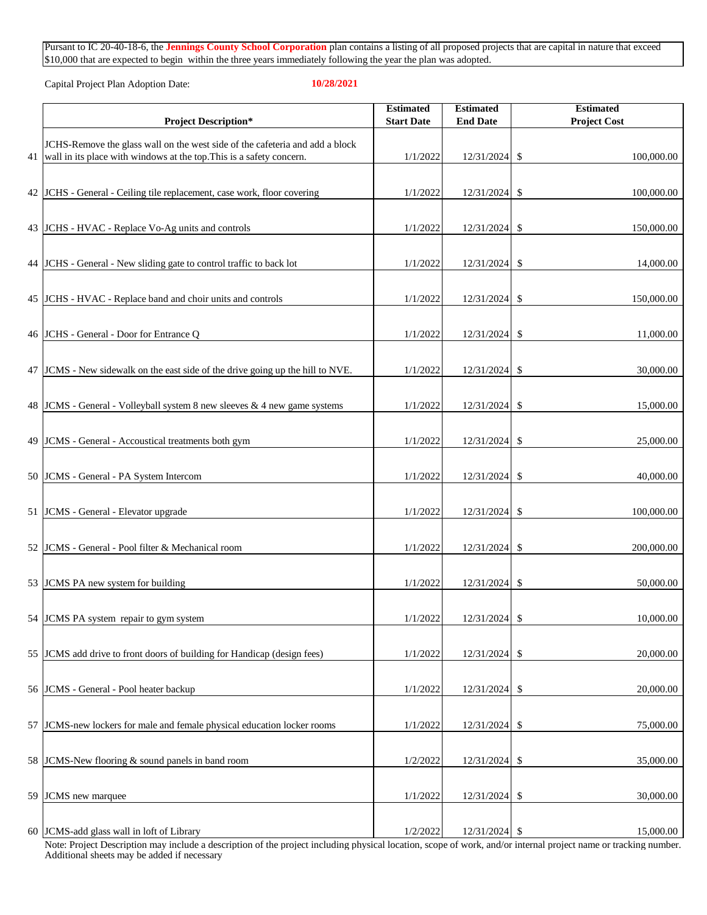Pursuant to IC 20-40-18-6, the **Jennings County School Corporation** plan contains a listing of all proposed projects that are capital in nature that exceed $10,000 that are expected to begin within the three years immediately following the year the plan was adopted.

Capital Project Plan Adoption Date: **10/28/2021**

| | Project Description* | Estimated Start Date | Estimated End Date | Estimated Project Cost |
|---|---|---|---|---|
| 41 | JCHS-Remove the glass wall on the west side of the cafeteria and add a block wall in its place with windows at the top.This is a safety concern. | 1/1/2022 | 12/31/2024 | $ 100,000.00 |
| 42 | JCHS - General - Ceiling tile replacement, case work, floor covering | 1/1/2022 | 12/31/2024 | $ 100,000.00 |
| 43 | JCHS - HVAC - Replace Vo-Ag units and controls | 1/1/2022 | 12/31/2024 | $ 150,000.00 |
| 44 | JCHS - General - New sliding gate to control traffic to back lot | 1/1/2022 | 12/31/2024 | $ 14,000.00 |
| 45 | JCHS - HVAC - Replace band and choir units and controls | 1/1/2022 | 12/31/2024 | $ 150,000.00 |
| 46 | JCHS - General - Door for Entrance Q | 1/1/2022 | 12/31/2024 | $ 11,000.00 |
| 47 | JCMS - New sidewalk on the east side of the drive going up the hill to NVE. | 1/1/2022 | 12/31/2024 | $ 30,000.00 |
| 48 | JCMS - General - Volleyball system 8 new sleeves & 4 new game systems | 1/1/2022 | 12/31/2024 | $ 15,000.00 |
| 49 | JCMS - General - Accoustical treatments both gym | 1/1/2022 | 12/31/2024 | $ 25,000.00 |
| 50 | JCMS - General - PA System Intercom | 1/1/2022 | 12/31/2024 | $ 40,000.00 |
| 51 | JCMS - General - Elevator upgrade | 1/1/2022 | 12/31/2024 | $ 100,000.00 |
| 52 | JCMS - General - Pool filter & Mechanical room | 1/1/2022 | 12/31/2024 | $ 200,000.00 |
| 53 | JCMS PA new system for building | 1/1/2022 | 12/31/2024 | $ 50,000.00 |
| 54 | JCMS PA system repair to gym system | 1/1/2022 | 12/31/2024 | $ 10,000.00 |
| 55 | JCMS add drive to front doors of building for Handicap (design fees) | 1/1/2022 | 12/31/2024 | $ 20,000.00 |
| 56 | JCMS - General - Pool heater backup | 1/1/2022 | 12/31/2024 | $ 20,000.00 |
| 57 | JCMS-new lockers for male and female physical education locker rooms | 1/1/2022 | 12/31/2024 | $ 75,000.00 |
| 58 | JCMS-New flooring & sound panels in band room | 1/2/2022 | 12/31/2024 | $ 35,000.00 |
| 59 | JCMS new marquee | 1/1/2022 | 12/31/2024 | $ 30,000.00 |
| 60 | JCMS-add glass wall in loft of Library | 1/2/2022 | 12/31/2024 | $ 15,000.00 |

Note: Project Description may include a description of the project including physical location, scope of work, and/or internal project name or tracking number. Additional sheets may be added if necessary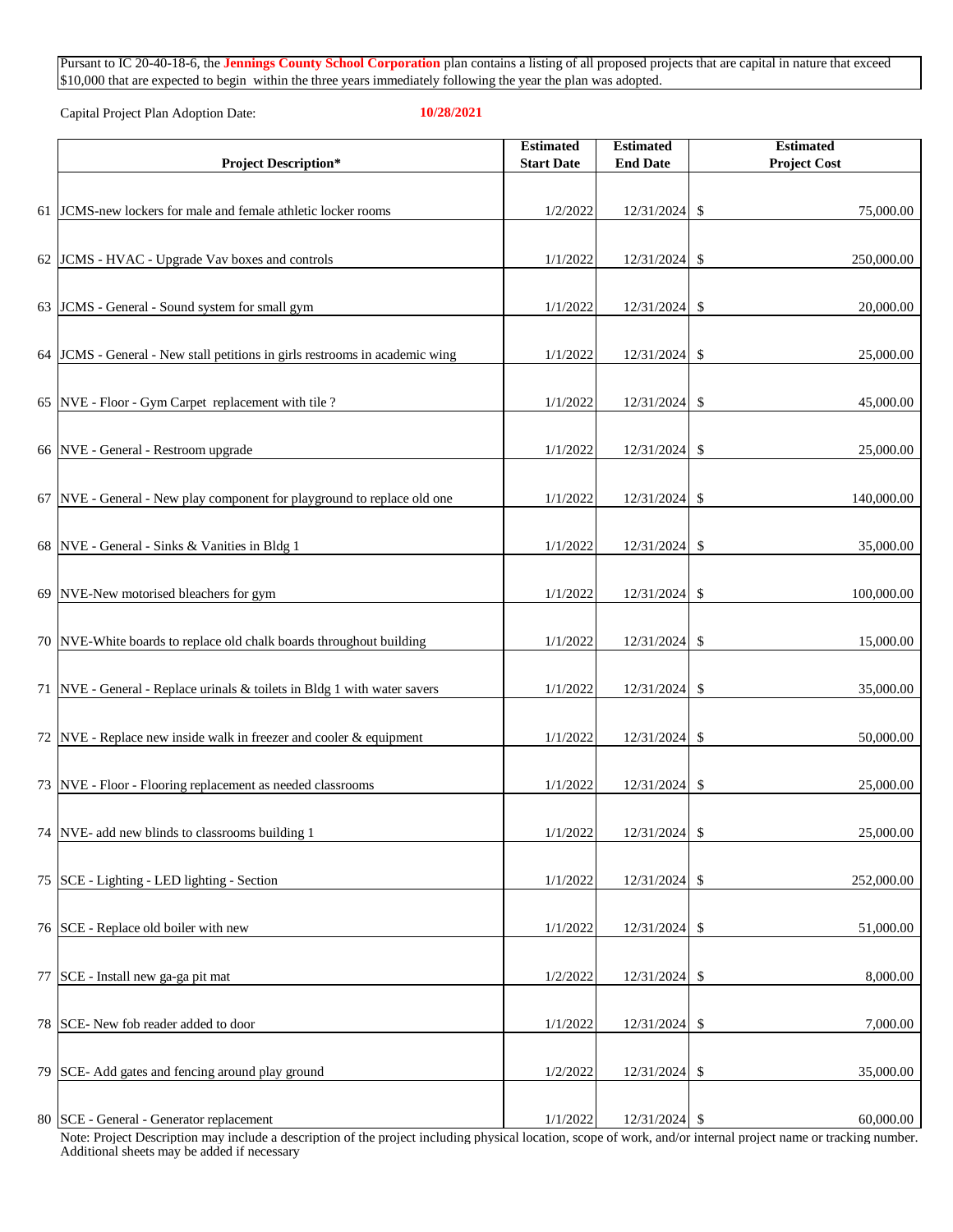Pursuant to IC 20-40-18-6, the **Jennings County School Corporation** plan contains a listing of all proposed projects that are capital in nature that exceed $10,000 that are expected to begin within the three years immediately following the year the plan was adopted.

Capital Project Plan Adoption Date: **10/28/2021**

| | Project Description* | Estimated Start Date | Estimated End Date | Estimated Project Cost |
|---|---|---|---|---|
| 61 | JCMS-new lockers for male and female athletic locker rooms | 1/2/2022 | 12/31/2024 | $ 75,000.00 |
| 62 | JCMS - HVAC - Upgrade Vav boxes and controls | 1/1/2022 | 12/31/2024 | $ 250,000.00 |
| 63 | JCMS - General - Sound system for small gym | 1/1/2022 | 12/31/2024 | $ 20,000.00 |
| 64 | JCMS - General - New stall petitions in girls restrooms in academic wing | 1/1/2022 | 12/31/2024 | $ 25,000.00 |
| 65 | NVE - Floor - Gym Carpet replacement with tile ? | 1/1/2022 | 12/31/2024 | $ 45,000.00 |
| 66 | NVE - General - Restroom upgrade | 1/1/2022 | 12/31/2024 | $ 25,000.00 |
| 67 | NVE - General - New play component for playground to replace old one | 1/1/2022 | 12/31/2024 | $ 140,000.00 |
| 68 | NVE - General - Sinks & Vanities in Bldg 1 | 1/1/2022 | 12/31/2024 | $ 35,000.00 |
| 69 | NVE-New motorised bleachers for gym | 1/1/2022 | 12/31/2024 | $ 100,000.00 |
| 70 | NVE-White boards to replace old chalk boards throughout building | 1/1/2022 | 12/31/2024 | $ 15,000.00 |
| 71 | NVE - General - Replace urinals & toilets in Bldg 1 with water savers | 1/1/2022 | 12/31/2024 | $ 35,000.00 |
| 72 | NVE - Replace new inside walk in freezer and cooler & equipment | 1/1/2022 | 12/31/2024 | $ 50,000.00 |
| 73 | NVE - Floor - Flooring replacement as needed classrooms | 1/1/2022 | 12/31/2024 | $ 25,000.00 |
| 74 | NVE- add new blinds to classrooms building 1 | 1/1/2022 | 12/31/2024 | $ 25,000.00 |
| 75 | SCE - Lighting - LED lighting - Section | 1/1/2022 | 12/31/2024 | $ 252,000.00 |
| 76 | SCE - Replace old boiler with new | 1/1/2022 | 12/31/2024 | $ 51,000.00 |
| 77 | SCE - Install new ga-ga pit mat | 1/2/2022 | 12/31/2024 | $ 8,000.00 |
| 78 | SCE- New fob reader added to door | 1/1/2022 | 12/31/2024 | $ 7,000.00 |
| 79 | SCE- Add gates and fencing around play ground | 1/2/2022 | 12/31/2024 | $ 35,000.00 |
| 80 | SCE - General - Generator replacement | 1/1/2022 | 12/31/2024 | $ 60,000.00 |

Note: Project Description may include a description of the project including physical location, scope of work, and/or internal project name or tracking number. Additional sheets may be added if necessary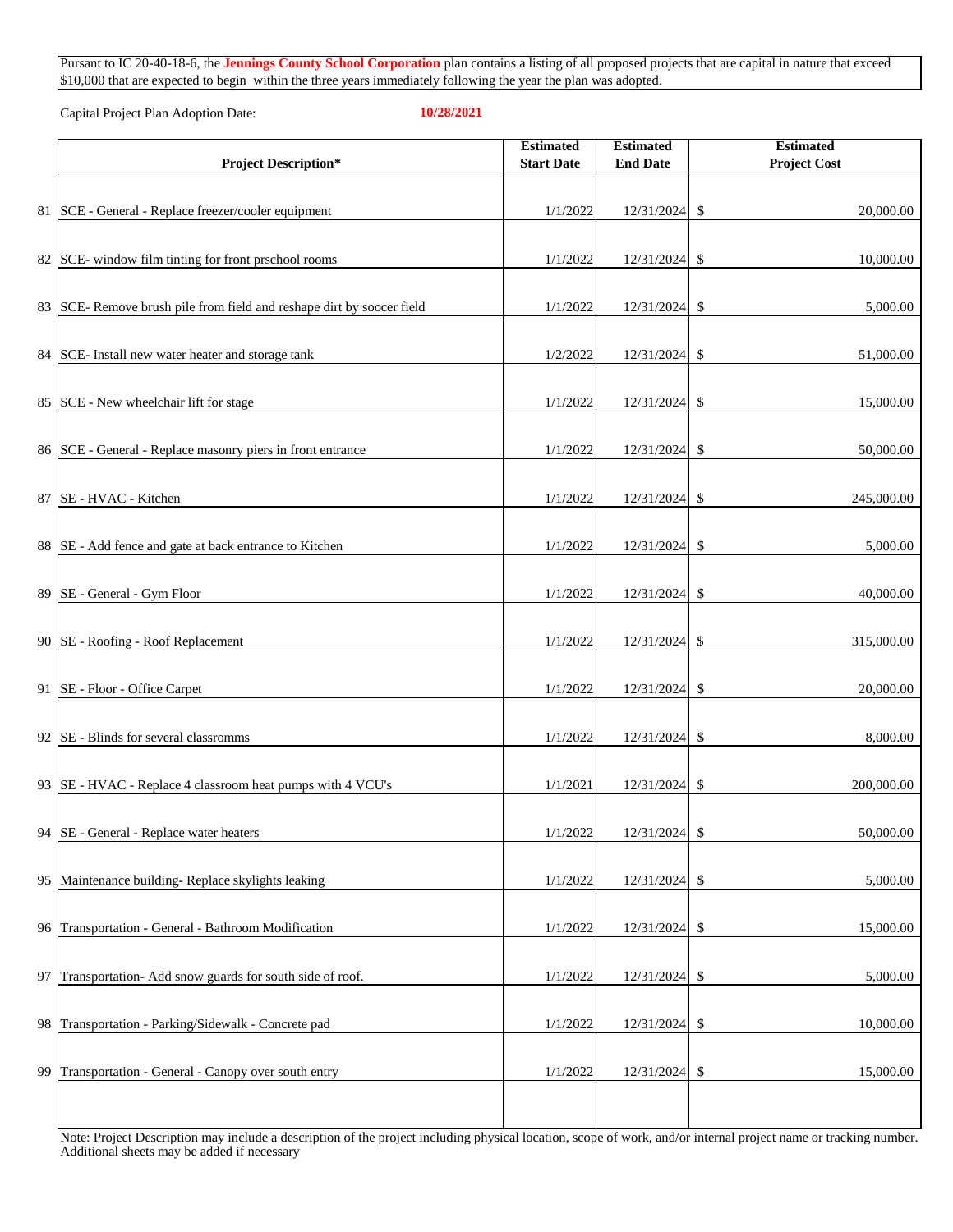Pursuant to IC 20-40-18-6, the **Jennings County School Corporation** plan contains a listing of all proposed projects that are capital in nature that exceed $10,000 that are expected to begin within the three years immediately following the year the plan was adopted.

Capital Project Plan Adoption Date: **10/28/2021**

| | Project Description* | Estimated Start Date | Estimated End Date | Estimated Project Cost |
|---|---|---|---|---|
| 81 | SCE - General - Replace freezer/cooler equipment | 1/1/2022 | 12/31/2024 | $ 20,000.00 |
| 82 | SCE- window film tinting for front prschool rooms | 1/1/2022 | 12/31/2024 | $ 10,000.00 |
| 83 | SCE- Remove brush pile from field and reshape dirt by soocer field | 1/1/2022 | 12/31/2024 | $ 5,000.00 |
| 84 | SCE- Install new water heater and storage tank | 1/2/2022 | 12/31/2024 | $ 51,000.00 |
| 85 | SCE - New wheelchair lift for stage | 1/1/2022 | 12/31/2024 | $ 15,000.00 |
| 86 | SCE - General - Replace masonry piers in front entrance | 1/1/2022 | 12/31/2024 | $ 50,000.00 |
| 87 | SE - HVAC - Kitchen | 1/1/2022 | 12/31/2024 | $ 245,000.00 |
| 88 | SE - Add fence and gate at back entrance to Kitchen | 1/1/2022 | 12/31/2024 | $ 5,000.00 |
| 89 | SE - General - Gym Floor | 1/1/2022 | 12/31/2024 | $ 40,000.00 |
| 90 | SE - Roofing - Roof Replacement | 1/1/2022 | 12/31/2024 | $ 315,000.00 |
| 91 | SE - Floor - Office Carpet | 1/1/2022 | 12/31/2024 | $ 20,000.00 |
| 92 | SE - Blinds for several classromms | 1/1/2022 | 12/31/2024 | $ 8,000.00 |
| 93 | SE - HVAC - Replace 4 classroom heat pumps with 4 VCU's | 1/1/2021 | 12/31/2024 | $ 200,000.00 |
| 94 | SE - General - Replace water heaters | 1/1/2022 | 12/31/2024 | $ 50,000.00 |
| 95 | Maintenance building- Replace skylights leaking | 1/1/2022 | 12/31/2024 | $ 5,000.00 |
| 96 | Transportation - General - Bathroom Modification | 1/1/2022 | 12/31/2024 | $ 15,000.00 |
| 97 | Transportation- Add snow guards for south side of roof. | 1/1/2022 | 12/31/2024 | $ 5,000.00 |
| 98 | Transportation - Parking/Sidewalk - Concrete pad | 1/1/2022 | 12/31/2024 | $ 10,000.00 |
| 99 | Transportation - General - Canopy over south entry | 1/1/2022 | 12/31/2024 | $ 15,000.00 |
| | | | | |

Note: Project Description may include a description of the project including physical location, scope of work, and/or internal project name or tracking number. Additional sheets may be added if necessary